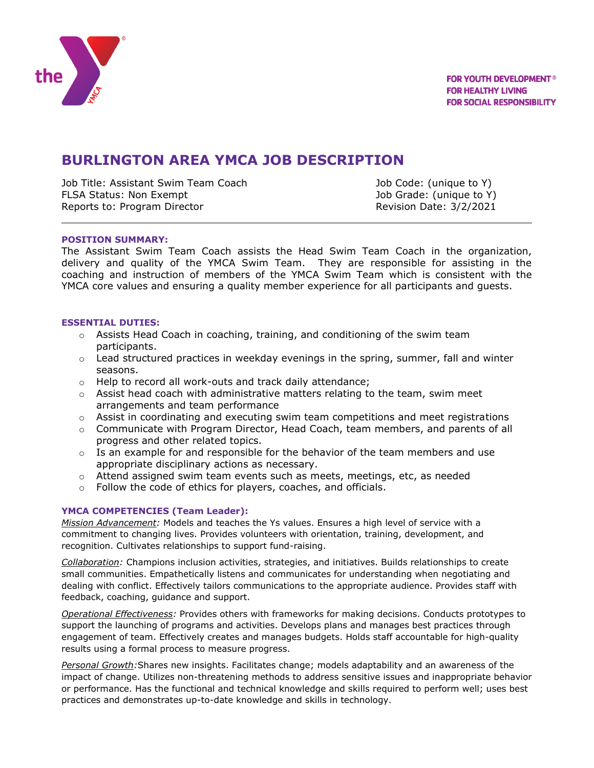FOR YOUTH DEVELOPMENT®
FOR HEALTHY LIVING
FOR SOCIAL RESPONSIBILITY

# BURLINGTON AREA YMCA JOB DESCRIPTION

Job Title: Assistant Swim Team Coach
FLSA Status: Non Exempt
Reports to: Program Director

Job Code: (unique to Y)
Job Grade: (unique to Y)
Revision Date: 3/2/2021

---

**POSITION SUMMARY:**

The Assistant Swim Team Coach assists the Head Swim Team Coach in the organization, delivery and quality of the YMCA Swim Team. They are responsible for assisting in the coaching and instruction of members of the YMCA Swim Team which is consistent with the YMCA core values and ensuring a quality member experience for all participants and guests.

**ESSENTIAL DUTIES:**

- Assists Head Coach in coaching, training, and conditioning of the swim team participants.
- Lead structured practices in weekday evenings in the spring, summer, fall and winter seasons.
- Help to record all work-outs and track daily attendance;
- Assist head coach with administrative matters relating to the team, swim meet arrangements and team performance
- Assist in coordinating and executing swim team competitions and meet registrations
- Communicate with Program Director, Head Coach, team members, and parents of all progress and other related topics.
- Is an example for and responsible for the behavior of the team members and use appropriate disciplinary actions as necessary.
- Attend assigned swim team events such as meets, meetings, etc, as needed
- Follow the code of ethics for players, coaches, and officials.

**YMCA COMPETENCIES (Team Leader):**

*Mission Advancement:* Models and teaches the Ys values. Ensures a high level of service with a commitment to changing lives. Provides volunteers with orientation, training, development, and recognition. Cultivates relationships to support fund-raising.

*Collaboration:* Champions inclusion activities, strategies, and initiatives. Builds relationships to create small communities. Empathetically listens and communicates for understanding when negotiating and dealing with conflict. Effectively tailors communications to the appropriate audience. Provides staff with feedback, coaching, guidance and support.

*Operational Effectiveness:* Provides others with frameworks for making decisions. Conducts prototypes to support the launching of programs and activities. Develops plans and manages best practices through engagement of team. Effectively creates and manages budgets. Holds staff accountable for high-quality results using a formal process to measure progress.

*Personal Growth:* Shares new insights. Facilitates change; models adaptability and an awareness of the impact of change. Utilizes non-threatening methods to address sensitive issues and inappropriate behavior or performance. Has the functional and technical knowledge and skills required to perform well; uses best practices and demonstrates up-to-date knowledge and skills in technology.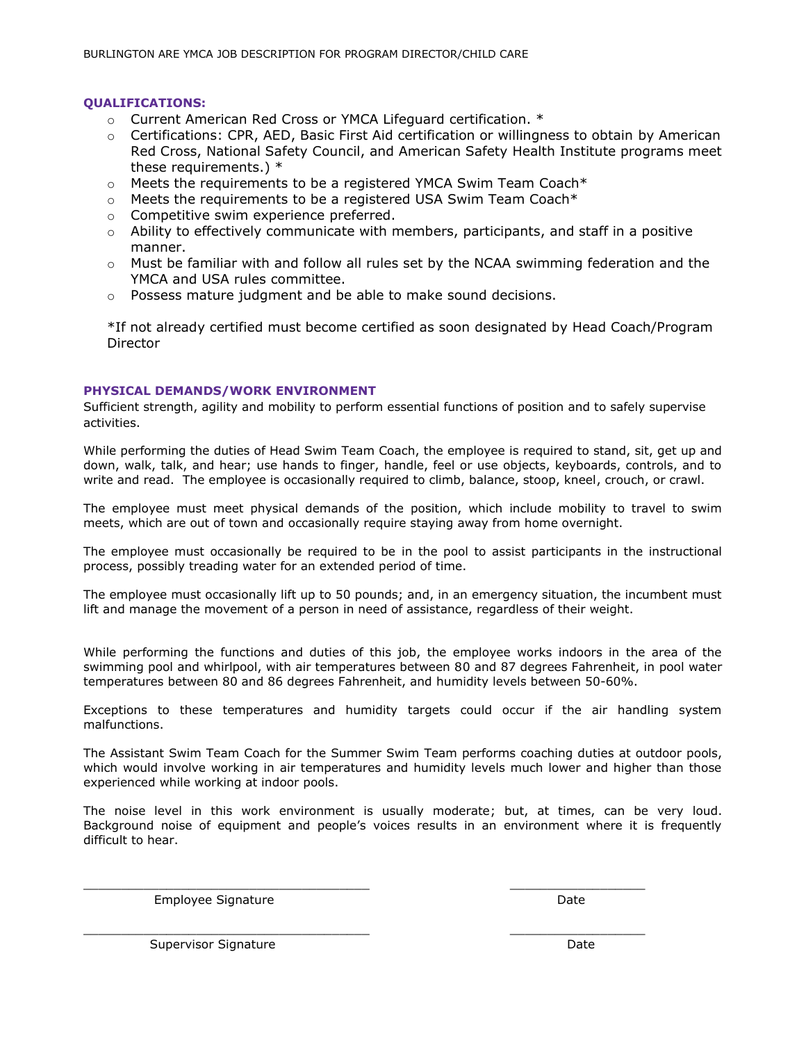**QUALIFICATIONS:**

- Current American Red Cross or YMCA Lifeguard certification. *
- Certifications: CPR, AED, Basic First Aid certification or willingness to obtain by American Red Cross, National Safety Council, and American Safety Health Institute programs meet these requirements.) *
- Meets the requirements to be a registered YMCA Swim Team Coach*
- Meets the requirements to be a registered USA Swim Team Coach*
- Competitive swim experience preferred.
- Ability to effectively communicate with members, participants, and staff in a positive manner.
- Must be familiar with and follow all rules set by the NCAA swimming federation and the YMCA and USA rules committee.
- Possess mature judgment and be able to make sound decisions.

*If not already certified must become certified as soon designated by Head Coach/Program Director

**PHYSICAL DEMANDS/WORK ENVIRONMENT**

Sufficient strength, agility and mobility to perform essential functions of position and to safely supervise activities.

While performing the duties of Head Swim Team Coach, the employee is required to stand, sit, get up and down, walk, talk, and hear; use hands to finger, handle, feel or use objects, keyboards, controls, and to write and read. The employee is occasionally required to climb, balance, stoop, kneel, crouch, or crawl.

The employee must meet physical demands of the position, which include mobility to travel to swim meets, which are out of town and occasionally require staying away from home overnight.

The employee must occasionally be required to be in the pool to assist participants in the instructional process, possibly treading water for an extended period of time.

The employee must occasionally lift up to 50 pounds; and, in an emergency situation, the incumbent must lift and manage the movement of a person in need of assistance, regardless of their weight.

While performing the functions and duties of this job, the employee works indoors in the area of the swimming pool and whirlpool, with air temperatures between 80 and 87 degrees Fahrenheit, in pool water temperatures between 80 and 86 degrees Fahrenheit, and humidity levels between 50-60%.

Exceptions to these temperatures and humidity targets could occur if the air handling system malfunctions.

The Assistant Swim Team Coach for the Summer Swim Team performs coaching duties at outdoor pools, which would involve working in air temperatures and humidity levels much lower and higher than those experienced while working at indoor pools.

The noise level in this work environment is usually moderate; but, at times, can be very loud. Background noise of equipment and people's voices results in an environment where it is frequently difficult to hear.

_____________________________________ &nbsp;&nbsp;&nbsp;&nbsp; _________________

Employee Signature &nbsp;&nbsp;&nbsp;&nbsp; Date

_____________________________________ &nbsp;&nbsp;&nbsp;&nbsp; _________________

Supervisor Signature &nbsp;&nbsp;&nbsp;&nbsp; Date